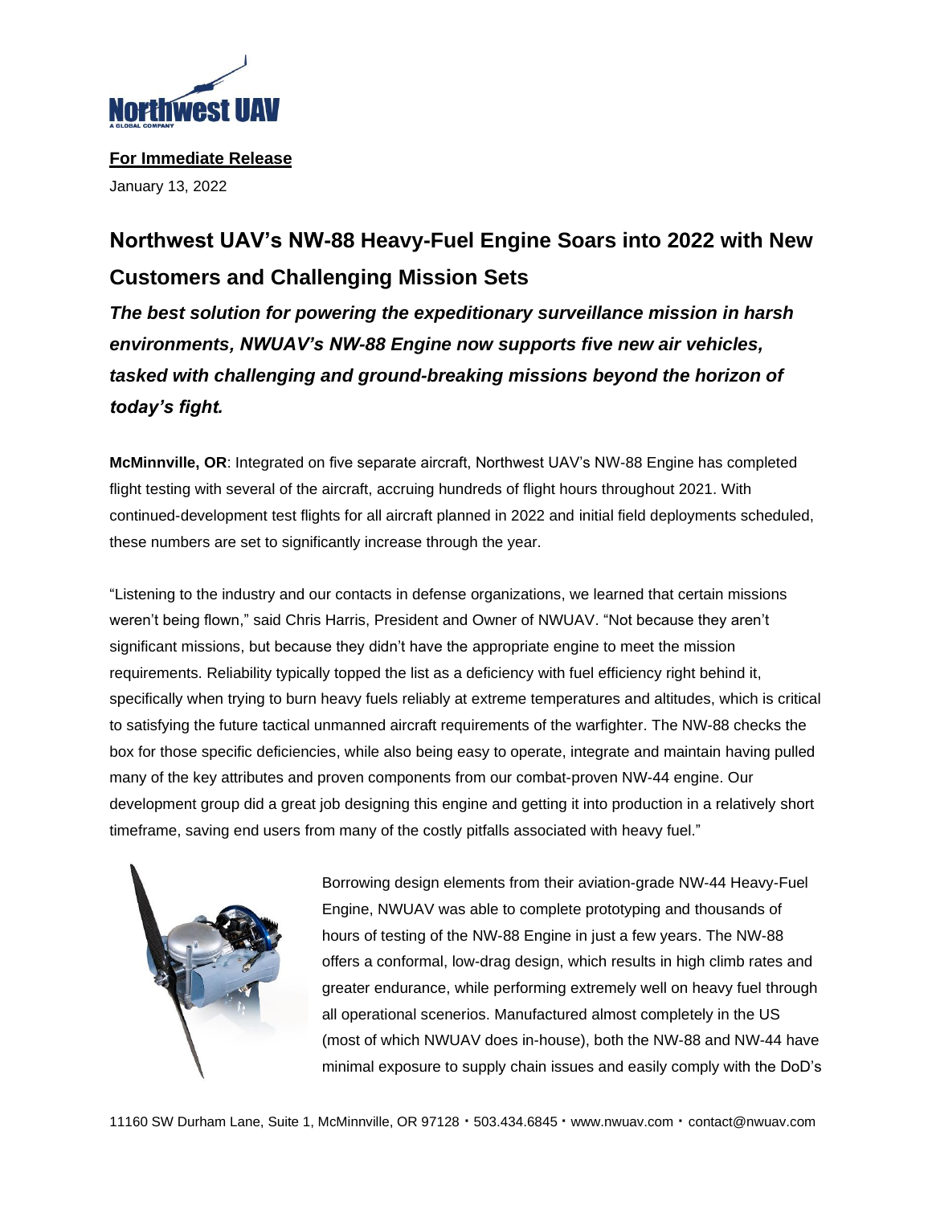**For Immediate Release**

January 13, 2022

# Northwest UAV's NW-88 Heavy-Fuel Engine Soars into 2022 with New Customers and Challenging Mission Sets

***The best solution for powering the expeditionary surveillance mission in harsh environments, NWUAV's NW-88 Engine now supports five new air vehicles, tasked with challenging and ground-breaking missions beyond the horizon of today's fight.***

**McMinnville, OR**: Integrated on five separate aircraft, Northwest UAV's NW-88 Engine has completed flight testing with several of the aircraft, accruing hundreds of flight hours throughout 2021. With continued-development test flights for all aircraft planned in 2022 and initial field deployments scheduled, these numbers are set to significantly increase through the year.

"Listening to the industry and our contacts in defense organizations, we learned that certain missions weren't being flown," said Chris Harris, President and Owner of NWUAV. "Not because they aren't significant missions, but because they didn't have the appropriate engine to meet the mission requirements. Reliability typically topped the list as a deficiency with fuel efficiency right behind it, specifically when trying to burn heavy fuels reliably at extreme temperatures and altitudes, which is critical to satisfying the future tactical unmanned aircraft requirements of the warfighter. The NW-88 checks the box for those specific deficiencies, while also being easy to operate, integrate and maintain having pulled many of the key attributes and proven components from our combat-proven NW-44 engine. Our development group did a great job designing this engine and getting it into production in a relatively short timeframe, saving end users from many of the costly pitfalls associated with heavy fuel."

Borrowing design elements from their aviation-grade NW-44 Heavy-Fuel Engine, NWUAV was able to complete prototyping and thousands of hours of testing of the NW-88 Engine in just a few years. The NW-88 offers a conformal, low-drag design, which results in high climb rates and greater endurance, while performing extremely well on heavy fuel through all operational scenerios. Manufactured almost completely in the US (most of which NWUAV does in-house), both the NW-88 and NW-44 have minimal exposure to supply chain issues and easily comply with the DoD's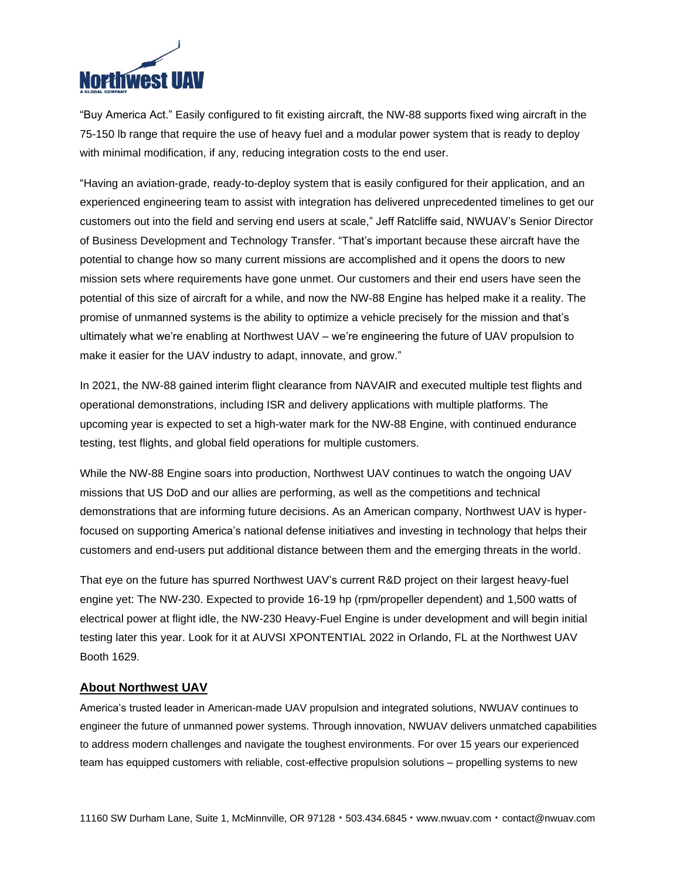"Buy America Act." Easily configured to fit existing aircraft, the NW-88 supports fixed wing aircraft in the 75-150 lb range that require the use of heavy fuel and a modular power system that is ready to deploy with minimal modification, if any, reducing integration costs to the end user.

"Having an aviation-grade, ready-to-deploy system that is easily configured for their application, and an experienced engineering team to assist with integration has delivered unprecedented timelines to get our customers out into the field and serving end users at scale," Jeff Ratcliffe said, NWUAV's Senior Director of Business Development and Technology Transfer. "That's important because these aircraft have the potential to change how so many current missions are accomplished and it opens the doors to new mission sets where requirements have gone unmet. Our customers and their end users have seen the potential of this size of aircraft for a while, and now the NW-88 Engine has helped make it a reality. The promise of unmanned systems is the ability to optimize a vehicle precisely for the mission and that's ultimately what we're enabling at Northwest UAV – we're engineering the future of UAV propulsion to make it easier for the UAV industry to adapt, innovate, and grow."

In 2021, the NW-88 gained interim flight clearance from NAVAIR and executed multiple test flights and operational demonstrations, including ISR and delivery applications with multiple platforms. The upcoming year is expected to set a high-water mark for the NW-88 Engine, with continued endurance testing, test flights, and global field operations for multiple customers.

While the NW-88 Engine soars into production, Northwest UAV continues to watch the ongoing UAV missions that US DoD and our allies are performing, as well as the competitions and technical demonstrations that are informing future decisions. As an American company, Northwest UAV is hyper-focused on supporting America's national defense initiatives and investing in technology that helps their customers and end-users put additional distance between them and the emerging threats in the world.

That eye on the future has spurred Northwest UAV's current R&D project on their largest heavy-fuel engine yet: The NW-230. Expected to provide 16-19 hp (rpm/propeller dependent) and 1,500 watts of electrical power at flight idle, the NW-230 Heavy-Fuel Engine is under development and will begin initial testing later this year. Look for it at AUVSI XPONTENTIAL 2022 in Orlando, FL at the Northwest UAV Booth 1629.

## About Northwest UAV

America's trusted leader in American-made UAV propulsion and integrated solutions, NWUAV continues to engineer the future of unmanned power systems. Through innovation, NWUAV delivers unmatched capabilities to address modern challenges and navigate the toughest environments. For over 15 years our experienced team has equipped customers with reliable, cost-effective propulsion solutions – propelling systems to new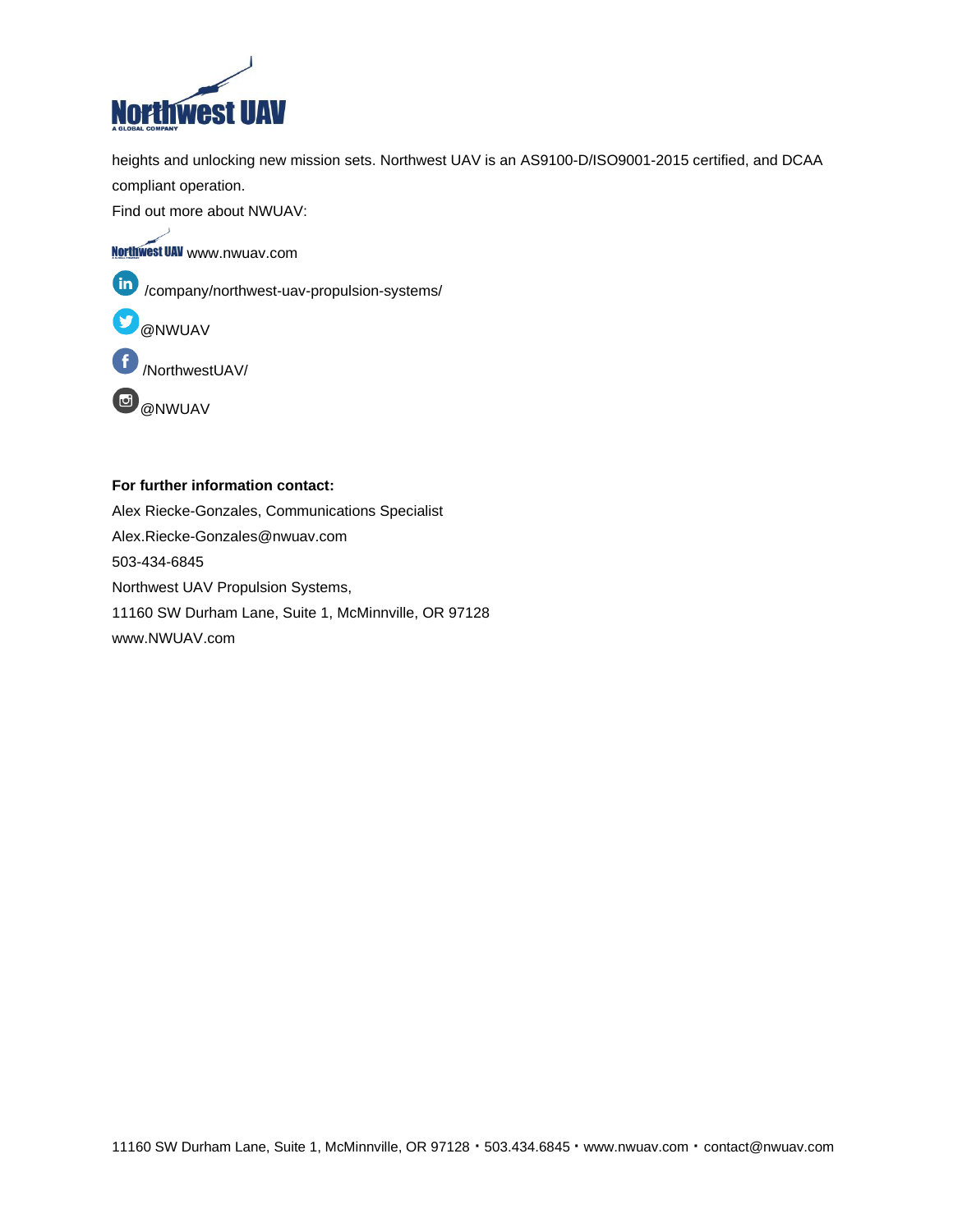heights and unlocking new mission sets. Northwest UAV is an AS9100-D/ISO9001-2015 certified, and DCAA compliant operation.

Find out more about NWUAV:

www.nwuav.com

/company/northwest-uav-propulsion-systems/

@NWUAV

/NorthwestUAV/

@NWUAV

**For further information contact:**

Alex Riecke-Gonzales, Communications Specialist

Alex.Riecke-Gonzales@nwuav.com

503-434-6845

Northwest UAV Propulsion Systems,

11160 SW Durham Lane, Suite 1, McMinnville, OR 97128

www.NWUAV.com